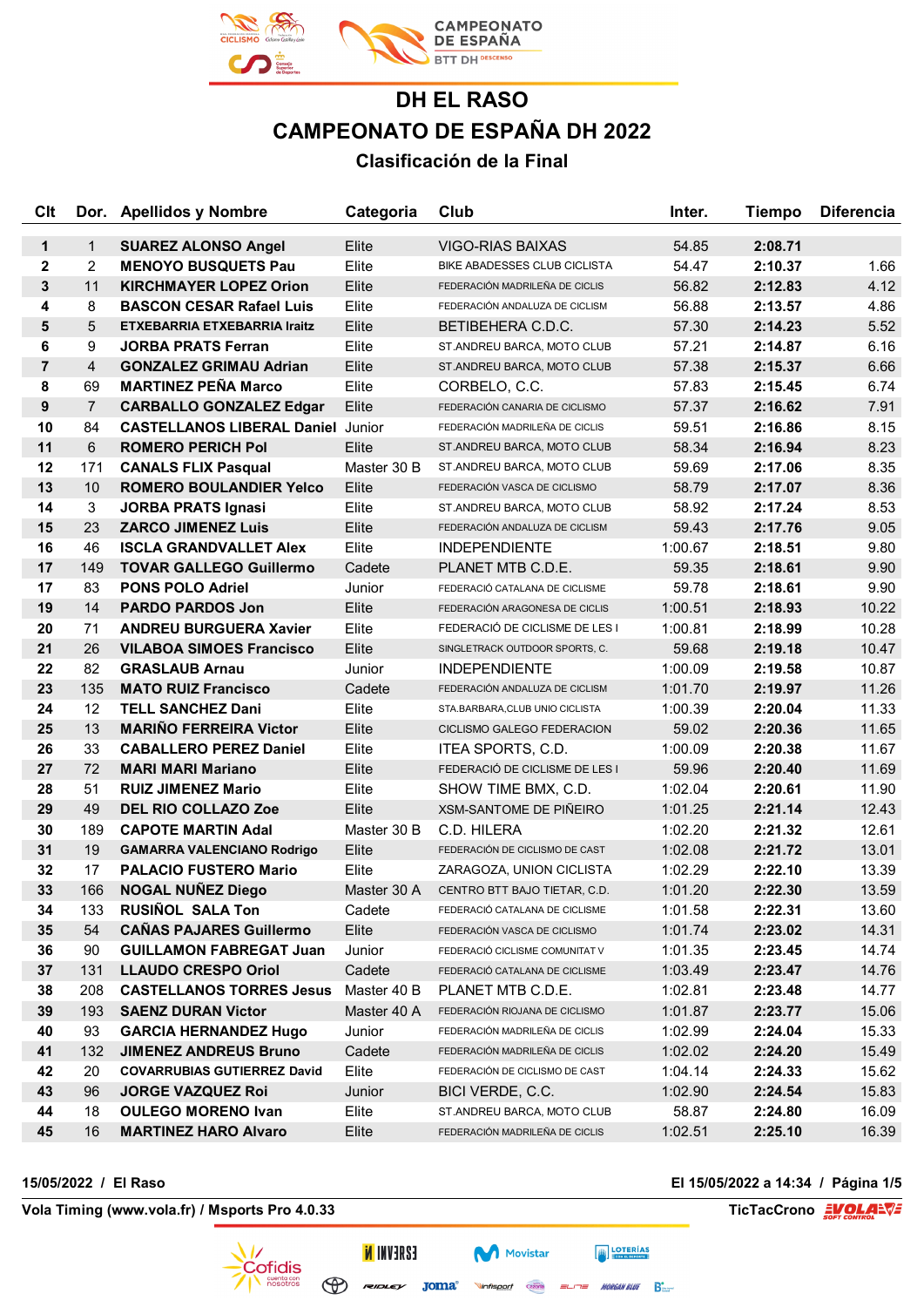# DH EL RASO

## CAMPEONATO DE ESPAÑA DH 2022

### Clasificación de la Final

| Clt | Dor. | Apellidos y Nombre | Categoria | Club | Inter. | Tiempo | Diferencia |
|---|---|---|---|---|---|---|---|
| 1 | 1 | **SUAREZ ALONSO Angel** | Elite | VIGO-RIAS BAIXAS | 54.85 | **2:08.71** | |
| 2 | 2 | **MENOYO BUSQUETS Pau** | Elite | BIKE ABADESSES CLUB CICLISTA | 54.47 | **2:10.37** | 1.66 |
| 3 | 11 | **KIRCHMAYER LOPEZ Orion** | Elite | FEDERACIÓN MADRILEÑA DE CICLIS | 56.82 | **2:12.83** | 4.12 |
| 4 | 8 | **BASCON CESAR Rafael Luis** | Elite | FEDERACIÓN ANDALUZA DE CICLISM | 56.88 | **2:13.57** | 4.86 |
| 5 | 5 | **ETXEBARRIA ETXEBARRIA Iraitz** | Elite | BETIBEHERA C.D.C. | 57.30 | **2:14.23** | 5.52 |
| 6 | 9 | **JORBA PRATS Ferran** | Elite | ST.ANDREU BARCA, MOTO CLUB | 57.21 | **2:14.87** | 6.16 |
| 7 | 4 | **GONZALEZ GRIMAU Adrian** | Elite | ST.ANDREU BARCA, MOTO CLUB | 57.38 | **2:15.37** | 6.66 |
| 8 | 69 | **MARTINEZ PEÑA Marco** | Elite | CORBELO, C.C. | 57.83 | **2:15.45** | 6.74 |
| 9 | 7 | **CARBALLO GONZALEZ Edgar** | Elite | FEDERACIÓN CANARIA DE CICLISMO | 57.37 | **2:16.62** | 7.91 |
| 10 | 84 | **CASTELLANOS LIBERAL Daniel** | Junior | FEDERACIÓN MADRILEÑA DE CICLIS | 59.51 | **2:16.86** | 8.15 |
| 11 | 6 | **ROMERO PERICH Pol** | Elite | ST.ANDREU BARCA, MOTO CLUB | 58.34 | **2:16.94** | 8.23 |
| 12 | 171 | **CANALS FLIX Pasqual** | Master 30 B | ST.ANDREU BARCA, MOTO CLUB | 59.69 | **2:17.06** | 8.35 |
| 13 | 10 | **ROMERO BOULANDIER Yelco** | Elite | FEDERACIÓN VASCA DE CICLISMO | 58.79 | **2:17.07** | 8.36 |
| 14 | 3 | **JORBA PRATS Ignasi** | Elite | ST.ANDREU BARCA, MOTO CLUB | 58.92 | **2:17.24** | 8.53 |
| 15 | 23 | **ZARCO JIMENEZ Luis** | Elite | FEDERACIÓN ANDALUZA DE CICLISM | 59.43 | **2:17.76** | 9.05 |
| 16 | 46 | **ISCLA GRANDVALLET Alex** | Elite | INDEPENDIENTE | 1:00.67 | **2:18.51** | 9.80 |
| 17 | 149 | **TOVAR GALLEGO Guillermo** | Cadete | PLANET MTB C.D.E. | 59.35 | **2:18.61** | 9.90 |
| 17 | 83 | **PONS POLO Adriel** | Junior | FEDERACIÓ CATALANA DE CICLISME | 59.78 | **2:18.61** | 9.90 |
| 19 | 14 | **PARDO PARDOS Jon** | Elite | FEDERACIÓN ARAGONESA DE CICLIS | 1:00.51 | **2:18.93** | 10.22 |
| 20 | 71 | **ANDREU BURGUERA Xavier** | Elite | FEDERACIÓ DE CICLISME DE LES I | 1:00.81 | **2:18.99** | 10.28 |
| 21 | 26 | **VILABOA SIMOES Francisco** | Elite | SINGLETRACK OUTDOOR SPORTS, C. | 59.68 | **2:19.18** | 10.47 |
| 22 | 82 | **GRASLAUB Arnau** | Junior | INDEPENDIENTE | 1:00.09 | **2:19.58** | 10.87 |
| 23 | 135 | **MATO RUIZ Francisco** | Cadete | FEDERACIÓN ANDALUZA DE CICLISM | 1:01.70 | **2:19.97** | 11.26 |
| 24 | 12 | **TELL SANCHEZ Dani** | Elite | STA.BARBARA,CLUB UNIO CICLISTA | 1:00.39 | **2:20.04** | 11.33 |
| 25 | 13 | **MARIÑO FERREIRA Victor** | Elite | CICLISMO GALEGO FEDERACION | 59.02 | **2:20.36** | 11.65 |
| 26 | 33 | **CABALLERO PEREZ Daniel** | Elite | ITEA SPORTS, C.D. | 1:00.09 | **2:20.38** | 11.67 |
| 27 | 72 | **MARI MARI Mariano** | Elite | FEDERACIÓ DE CICLISME DE LES I | 59.96 | **2:20.40** | 11.69 |
| 28 | 51 | **RUIZ JIMENEZ Mario** | Elite | SHOW TIME BMX, C.D. | 1:02.04 | **2:20.61** | 11.90 |
| 29 | 49 | **DEL RIO COLLAZO Zoe** | Elite | XSM-SANTOME DE PIÑEIRO | 1:01.25 | **2:21.14** | 12.43 |
| 30 | 189 | **CAPOTE MARTIN Adal** | Master 30 B | C.D. HILERA | 1:02.20 | **2:21.32** | 12.61 |
| 31 | 19 | **GAMARRA VALENCIANO Rodrigo** | Elite | FEDERACIÓN DE CICLISMO DE CAST | 1:02.08 | **2:21.72** | 13.01 |
| 32 | 17 | **PALACIO FUSTERO Mario** | Elite | ZARAGOZA, UNION CICLISTA | 1:02.29 | **2:22.10** | 13.39 |
| 33 | 166 | **NOGAL NUÑEZ Diego** | Master 30 A | CENTRO BTT BAJO TIETAR, C.D. | 1:01.20 | **2:22.30** | 13.59 |
| 34 | 133 | **RUSIÑOL SALA Ton** | Cadete | FEDERACIÓ CATALANA DE CICLISME | 1:01.58 | **2:22.31** | 13.60 |
| 35 | 54 | **CAÑAS PAJARES Guillermo** | Elite | FEDERACIÓN VASCA DE CICLISMO | 1:01.74 | **2:23.02** | 14.31 |
| 36 | 90 | **GUILLAMON FABREGAT Juan** | Junior | FEDERACIÓ CICLISME COMUNITAT V | 1:01.35 | **2:23.45** | 14.74 |
| 37 | 131 | **LLAUDO CRESPO Oriol** | Cadete | FEDERACIÓ CATALANA DE CICLISME | 1:03.49 | **2:23.47** | 14.76 |
| 38 | 208 | **CASTELLANOS TORRES Jesus** | Master 40 B | PLANET MTB C.D.E. | 1:02.81 | **2:23.48** | 14.77 |
| 39 | 193 | **SAENZ DURAN Victor** | Master 40 A | FEDERACIÓN RIOJANA DE CICLISMO | 1:01.87 | **2:23.77** | 15.06 |
| 40 | 93 | **GARCIA HERNANDEZ Hugo** | Junior | FEDERACIÓN MADRILEÑA DE CICLIS | 1:02.99 | **2:24.04** | 15.33 |
| 41 | 132 | **JIMENEZ ANDREUS Bruno** | Cadete | FEDERACIÓN MADRILEÑA DE CICLIS | 1:02.02 | **2:24.20** | 15.49 |
| 42 | 20 | **COVARRUBIAS GUTIERREZ David** | Elite | FEDERACIÓN DE CICLISMO DE CAST | 1:04.14 | **2:24.33** | 15.62 |
| 43 | 96 | **JORGE VAZQUEZ Roi** | Junior | BICI VERDE, C.C. | 1:02.90 | **2:24.54** | 15.83 |
| 44 | 18 | **OULEGO MORENO Ivan** | Elite | ST.ANDREU BARCA, MOTO CLUB | 58.87 | **2:24.80** | 16.09 |
| 45 | 16 | **MARTINEZ HARO Alvaro** | Elite | FEDERACIÓN MADRILEÑA DE CICLIS | 1:02.51 | **2:25.10** | 16.39 |

**15/05/2022 / El Raso** **El 15/05/2022 a 14:34**

**Vola Timing (www.vola.fr) / Msports Pro 4.0.33** **TicTacCrono**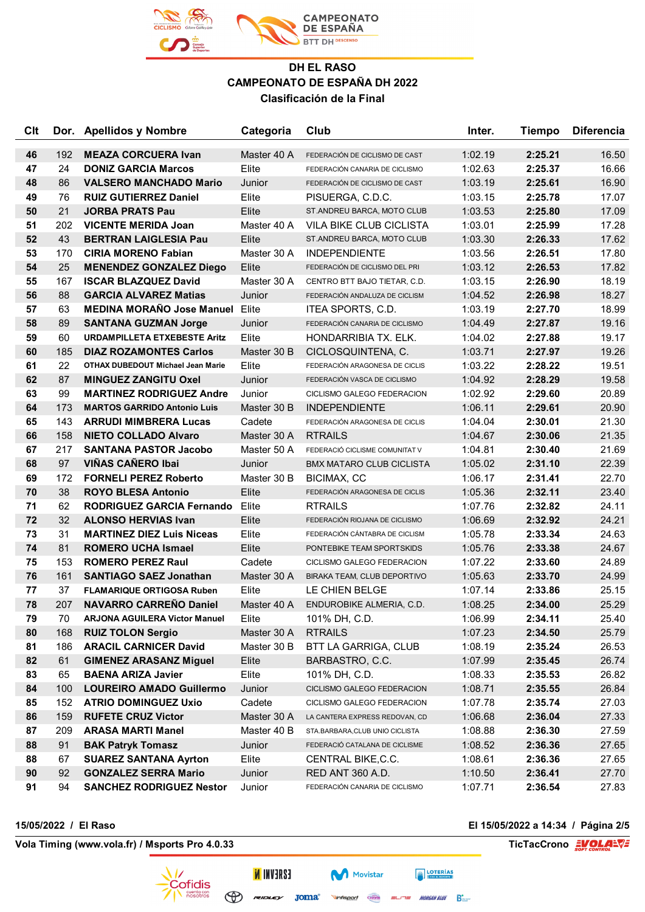### DH EL RASO
### CAMPEONATO DE ESPAÑA DH 2022
### Clasificación de la Final

| Clt | Dor. | Apellidos y Nombre | Categoria | Club | Inter. | Tiempo | Diferencia |
|---|---|---|---|---|---|---|---|
| 46 | 192 | MEAZA CORCUERA Ivan | Master 40 A | FEDERACIÓN DE CICLISMO DE CAST | 1:02.19 | 2:25.21 | 16.50 |
| 47 | 24 | DONIZ GARCIA Marcos | Elite | FEDERACIÓN CANARIA DE CICLISMO | 1:02.63 | 2:25.37 | 16.66 |
| 48 | 86 | VALSERO MANCHADO Mario | Junior | FEDERACIÓN DE CICLISMO DE CAST | 1:03.19 | 2:25.61 | 16.90 |
| 49 | 76 | RUIZ GUTIERREZ Daniel | Elite | PISUERGA, C.D.C. | 1:03.15 | 2:25.78 | 17.07 |
| 50 | 21 | JORBA PRATS Pau | Elite | ST.ANDREU BARCA, MOTO CLUB | 1:03.53 | 2:25.80 | 17.09 |
| 51 | 202 | VICENTE MERIDA Joan | Master 40 A | VILA BIKE CLUB CICLISTA | 1:03.01 | 2:25.99 | 17.28 |
| 52 | 43 | BERTRAN LAIGLESIA Pau | Elite | ST.ANDREU BARCA, MOTO CLUB | 1:03.30 | 2:26.33 | 17.62 |
| 53 | 170 | CIRIA MORENO Fabian | Master 30 A | INDEPENDIENTE | 1:03.56 | 2:26.51 | 17.80 |
| 54 | 25 | MENENDEZ GONZALEZ Diego | Elite | FEDERACIÓN DE CICLISMO DEL PRI | 1:03.12 | 2:26.53 | 17.82 |
| 55 | 167 | ISCAR BLAZQUEZ David | Master 30 A | CENTRO BTT BAJO TIETAR, C.D. | 1:03.15 | 2:26.90 | 18.19 |
| 56 | 88 | GARCIA ALVAREZ Matias | Junior | FEDERACIÓN ANDALUZA DE CICLISM | 1:04.52 | 2:26.98 | 18.27 |
| 57 | 63 | MEDINA MORAÑO Jose Manuel | Elite | ITEA SPORTS, C.D. | 1:03.19 | 2:27.70 | 18.99 |
| 58 | 89 | SANTANA GUZMAN Jorge | Junior | FEDERACIÓN CANARIA DE CICLISMO | 1:04.49 | 2:27.87 | 19.16 |
| 59 | 60 | URDAMPILLETA ETXEBESTE Aritz | Elite | HONDARRIBIA TX. ELK. | 1:04.02 | 2:27.88 | 19.17 |
| 60 | 185 | DIAZ ROZAMONTES Carlos | Master 30 B | CICLOSQUINTENA, C. | 1:03.71 | 2:27.97 | 19.26 |
| 61 | 22 | OTHAX DUBEDOUT Michael Jean Marie | Elite | FEDERACIÓN ARAGONESA DE CICLIS | 1:03.22 | 2:28.22 | 19.51 |
| 62 | 87 | MINGUEZ ZANGITU Oxel | Junior | FEDERACIÓN VASCA DE CICLISMO | 1:04.92 | 2:28.29 | 19.58 |
| 63 | 99 | MARTINEZ RODRIGUEZ Andre | Junior | CICLISMO GALEGO FEDERACION | 1:02.92 | 2:29.60 | 20.89 |
| 64 | 173 | MARTOS GARRIDO Antonio Luis | Master 30 B | INDEPENDIENTE | 1:06.11 | 2:29.61 | 20.90 |
| 65 | 143 | ARRUDI MIMBRERA Lucas | Cadete | FEDERACIÓN ARAGONESA DE CICLIS | 1:04.04 | 2:30.01 | 21.30 |
| 66 | 158 | NIETO COLLADO Alvaro | Master 30 A | RTRAILS | 1:04.67 | 2:30.06 | 21.35 |
| 67 | 217 | SANTANA PASTOR Jacobo | Master 50 A | FEDERACIÓ CICLISME COMUNITAT V | 1:04.81 | 2:30.40 | 21.69 |
| 68 | 97 | VIÑAS CAÑERO Ibai | Junior | BMX MATARO CLUB CICLISTA | 1:05.02 | 2:31.10 | 22.39 |
| 69 | 172 | FORNELI PEREZ Roberto | Master 30 B | BICIMAX, CC | 1:06.17 | 2:31.41 | 22.70 |
| 70 | 38 | ROYO BLESA Antonio | Elite | FEDERACIÓN ARAGONESA DE CICLIS | 1:05.36 | 2:32.11 | 23.40 |
| 71 | 62 | RODRIGUEZ GARCIA Fernando | Elite | RTRAILS | 1:07.76 | 2:32.82 | 24.11 |
| 72 | 32 | ALONSO HERVIAS Ivan | Elite | FEDERACIÓN RIOJANA DE CICLISMO | 1:06.69 | 2:32.92 | 24.21 |
| 73 | 31 | MARTINEZ DIEZ Luis Niceas | Elite | FEDERACIÓN CÁNTABRA DE CICLISM | 1:05.78 | 2:33.34 | 24.63 |
| 74 | 81 | ROMERO UCHA Ismael | Elite | PONTEBIKE TEAM SPORTSKIDS | 1:05.76 | 2:33.38 | 24.67 |
| 75 | 153 | ROMERO PEREZ Raul | Cadete | CICLISMO GALEGO FEDERACION | 1:07.22 | 2:33.60 | 24.89 |
| 76 | 161 | SANTIAGO SAEZ Jonathan | Master 30 A | BIRAKA TEAM, CLUB DEPORTIVO | 1:05.63 | 2:33.70 | 24.99 |
| 77 | 37 | FLAMARIQUE ORTIGOSA Ruben | Elite | LE CHIEN BELGE | 1:07.14 | 2:33.86 | 25.15 |
| 78 | 207 | NAVARRO CARREÑO Daniel | Master 40 A | ENDUROBIKE ALMERIA, C.D. | 1:08.25 | 2:34.00 | 25.29 |
| 79 | 70 | ARJONA AGUILERA Victor Manuel | Elite | 101% DH, C.D. | 1:06.99 | 2:34.11 | 25.40 |
| 80 | 168 | RUIZ TOLON Sergio | Master 30 A | RTRAILS | 1:07.23 | 2:34.50 | 25.79 |
| 81 | 186 | ARACIL CARNICER David | Master 30 B | BTT LA GARRIGA, CLUB | 1:08.19 | 2:35.24 | 26.53 |
| 82 | 61 | GIMENEZ ARASANZ Miguel | Elite | BARBASTRO, C.C. | 1:07.99 | 2:35.45 | 26.74 |
| 83 | 65 | BAENA ARIZA Javier | Elite | 101% DH, C.D. | 1:08.33 | 2:35.53 | 26.82 |
| 84 | 100 | LOUREIRO AMADO Guillermo | Junior | CICLISMO GALEGO FEDERACION | 1:08.71 | 2:35.55 | 26.84 |
| 85 | 152 | ATRIO DOMINGUEZ Uxio | Cadete | CICLISMO GALEGO FEDERACION | 1:07.78 | 2:35.74 | 27.03 |
| 86 | 159 | RUFETE CRUZ Victor | Master 30 A | LA CANTERA EXPRESS REDOVAN, CD | 1:06.68 | 2:36.04 | 27.33 |
| 87 | 209 | ARASA MARTI Manel | Master 40 B | STA.BARBARA,CLUB UNIO CICLISTA | 1:08.88 | 2:36.30 | 27.59 |
| 88 | 91 | BAK Patryk Tomasz | Junior | FEDERACIÓ CATALANA DE CICLISME | 1:08.52 | 2:36.36 | 27.65 |
| 88 | 67 | SUAREZ SANTANA Ayrton | Elite | CENTRAL BIKE,C.C. | 1:08.61 | 2:36.36 | 27.65 |
| 90 | 92 | GONZALEZ SERRA Mario | Junior | RED ANT 360 A.D. | 1:10.50 | 2:36.41 | 27.70 |
| 91 | 94 | SANCHEZ RODRIGUEZ Nestor | Junior | FEDERACIÓN CANARIA DE CICLISMO | 1:07.71 | 2:36.54 | 27.83 |

15/05/2022 / El Raso — El 15/05/2022 a 14:34

Vola Timing (www.vola.fr) / Msports Pro 4.0.33 — TicTacCrono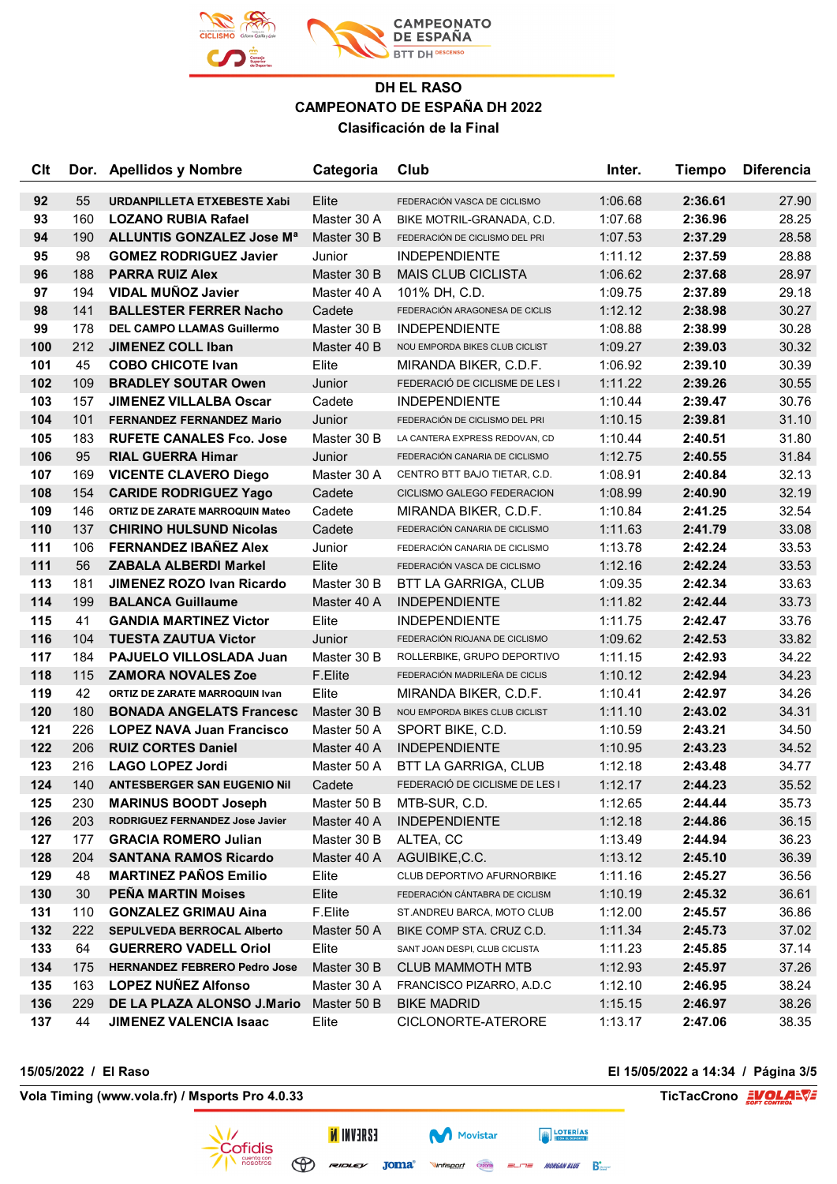**DH EL RASO**
**CAMPEONATO DE ESPAÑA DH 2022**
**Clasificación de la Final**

| Clt | Dor. | Apellidos y Nombre | Categoria | Club | Inter. | Tiempo | Diferencia |
|---|---|---|---|---|---|---|---|
| 92 | 55 | URDANPILLETA ETXEBESTE Xabi | Elite | FEDERACIÓN VASCA DE CICLISMO | 1:06.68 | 2:36.61 | 27.90 |
| 93 | 160 | LOZANO RUBIA Rafael | Master 30 A | BIKE MOTRIL-GRANADA, C.D. | 1:07.68 | 2:36.96 | 28.25 |
| 94 | 190 | ALLUNTIS GONZALEZ Jose Mª | Master 30 B | FEDERACIÓN DE CICLISMO DEL PRI | 1:07.53 | 2:37.29 | 28.58 |
| 95 | 98 | GOMEZ RODRIGUEZ Javier | Junior | INDEPENDIENTE | 1:11.12 | 2:37.59 | 28.88 |
| 96 | 188 | PARRA RUIZ Alex | Master 30 B | MAIS CLUB CICLISTA | 1:06.62 | 2:37.68 | 28.97 |
| 97 | 194 | VIDAL MUÑOZ Javier | Master 40 A | 101% DH, C.D. | 1:09.75 | 2:37.89 | 29.18 |
| 98 | 141 | BALLESTER FERRER Nacho | Cadete | FEDERACIÓN ARAGONESA DE CICLIS | 1:12.12 | 2:38.98 | 30.27 |
| 99 | 178 | DEL CAMPO LLAMAS Guillermo | Master 30 B | INDEPENDIENTE | 1:08.88 | 2:38.99 | 30.28 |
| 100 | 212 | JIMENEZ COLL Iban | Master 40 B | NOU EMPORDA BIKES CLUB CICLIST | 1:09.27 | 2:39.03 | 30.32 |
| 101 | 45 | COBO CHICOTE Ivan | Elite | MIRANDA BIKER, C.D.F. | 1:06.92 | 2:39.10 | 30.39 |
| 102 | 109 | BRADLEY SOUTAR Owen | Junior | FEDERACIÓ DE CICLISME DE LES I | 1:11.22 | 2:39.26 | 30.55 |
| 103 | 157 | JIMENEZ VILLALBA Oscar | Cadete | INDEPENDIENTE | 1:10.44 | 2:39.47 | 30.76 |
| 104 | 101 | FERNANDEZ FERNANDEZ Mario | Junior | FEDERACIÓN DE CICLISMO DEL PRI | 1:10.15 | 2:39.81 | 31.10 |
| 105 | 183 | RUFETE CANALES Fco. Jose | Master 30 B | LA CANTERA EXPRESS REDOVAN, CD | 1:10.44 | 2:40.51 | 31.80 |
| 106 | 95 | RIAL GUERRA Himar | Junior | FEDERACIÓN CANARIA DE CICLISMO | 1:12.75 | 2:40.55 | 31.84 |
| 107 | 169 | VICENTE CLAVERO Diego | Master 30 A | CENTRO BTT BAJO TIETAR, C.D. | 1:08.91 | 2:40.84 | 32.13 |
| 108 | 154 | CARIDE RODRIGUEZ Yago | Cadete | CICLISMO GALEGO FEDERACION | 1:08.99 | 2:40.90 | 32.19 |
| 109 | 146 | ORTIZ DE ZARATE MARROQUIN Mateo | Cadete | MIRANDA BIKER, C.D.F. | 1:10.84 | 2:41.25 | 32.54 |
| 110 | 137 | CHIRINO HULSUND Nicolas | Cadete | FEDERACIÓN CANARIA DE CICLISMO | 1:11.63 | 2:41.79 | 33.08 |
| 111 | 106 | FERNANDEZ IBAÑEZ Alex | Junior | FEDERACIÓN CANARIA DE CICLISMO | 1:13.78 | 2:42.24 | 33.53 |
| 111 | 56 | ZABALA ALBERDI Markel | Elite | FEDERACIÓN VASCA DE CICLISMO | 1:12.16 | 2:42.24 | 33.53 |
| 113 | 181 | JIMENEZ ROZO Ivan Ricardo | Master 30 B | BTT LA GARRIGA, CLUB | 1:09.35 | 2:42.34 | 33.63 |
| 114 | 199 | BALANCA Guillaume | Master 40 A | INDEPENDIENTE | 1:11.82 | 2:42.44 | 33.73 |
| 115 | 41 | GANDIA MARTINEZ Victor | Elite | INDEPENDIENTE | 1:11.75 | 2:42.47 | 33.76 |
| 116 | 104 | TUESTA ZAUTUA Victor | Junior | FEDERACIÓN RIOJANA DE CICLISMO | 1:09.62 | 2:42.53 | 33.82 |
| 117 | 184 | PAJUELO VILLOSLADA Juan | Master 30 B | ROLLERBIKE, GRUPO DEPORTIVO | 1:11.15 | 2:42.93 | 34.22 |
| 118 | 115 | ZAMORA NOVALES Zoe | F.Elite | FEDERACIÓN MADRILEÑA DE CICLIS | 1:10.12 | 2:42.94 | 34.23 |
| 119 | 42 | ORTIZ DE ZARATE MARROQUIN Ivan | Elite | MIRANDA BIKER, C.D.F. | 1:10.41 | 2:42.97 | 34.26 |
| 120 | 180 | BONADA ANGELATS Francesc | Master 30 B | NOU EMPORDA BIKES CLUB CICLIST | 1:11.10 | 2:43.02 | 34.31 |
| 121 | 226 | LOPEZ NAVA Juan Francisco | Master 50 A | SPORT BIKE, C.D. | 1:10.59 | 2:43.21 | 34.50 |
| 122 | 206 | RUIZ CORTES Daniel | Master 40 A | INDEPENDIENTE | 1:10.95 | 2:43.23 | 34.52 |
| 123 | 216 | LAGO LOPEZ Jordi | Master 50 A | BTT LA GARRIGA, CLUB | 1:12.18 | 2:43.48 | 34.77 |
| 124 | 140 | ANTESBERGER SAN EUGENIO Nil | Cadete | FEDERACIÓ DE CICLISME DE LES I | 1:12.17 | 2:44.23 | 35.52 |
| 125 | 230 | MARINUS BOODT Joseph | Master 50 B | MTB-SUR, C.D. | 1:12.65 | 2:44.44 | 35.73 |
| 126 | 203 | RODRIGUEZ FERNANDEZ Jose Javier | Master 40 A | INDEPENDIENTE | 1:12.18 | 2:44.86 | 36.15 |
| 127 | 177 | GRACIA ROMERO Julian | Master 30 B | ALTEA, CC | 1:13.49 | 2:44.94 | 36.23 |
| 128 | 204 | SANTANA RAMOS Ricardo | Master 40 A | AGUIBIKE,C.C. | 1:13.12 | 2:45.10 | 36.39 |
| 129 | 48 | MARTINEZ PAÑOS Emilio | Elite | CLUB DEPORTIVO AFURNORBIKE | 1:11.16 | 2:45.27 | 36.56 |
| 130 | 30 | PEÑA MARTIN Moises | Elite | FEDERACIÓN CÁNTABRA DE CICLISM | 1:10.19 | 2:45.32 | 36.61 |
| 131 | 110 | GONZALEZ GRIMAU Aina | F.Elite | ST.ANDREU BARCA, MOTO CLUB | 1:12.00 | 2:45.57 | 36.86 |
| 132 | 222 | SEPULVEDA BERROCAL Alberto | Master 50 A | BIKE COMP STA. CRUZ C.D. | 1:11.34 | 2:45.73 | 37.02 |
| 133 | 64 | GUERRERO VADELL Oriol | Elite | SANT JOAN DESPI, CLUB CICLISTA | 1:11.23 | 2:45.85 | 37.14 |
| 134 | 175 | HERNANDEZ FEBRERO Pedro Jose | Master 30 B | CLUB MAMMOTH MTB | 1:12.93 | 2:45.97 | 37.26 |
| 135 | 163 | LOPEZ NUÑEZ Alfonso | Master 30 A | FRANCISCO PIZARRO, A.D.C | 1:12.10 | 2:46.95 | 38.24 |
| 136 | 229 | DE LA PLAZA ALONSO J.Mario | Master 50 B | BIKE MADRID | 1:15.15 | 2:46.97 | 38.26 |
| 137 | 44 | JIMENEZ VALENCIA Isaac | Elite | CICLONORTE-ATERORE | 1:13.17 | 2:47.06 | 38.35 |

15/05/2022 / El Raso — El 15/05/2022 a 14:34

Vola Timing (www.vola.fr) / Msports Pro 4.0.33 — TicTacCrono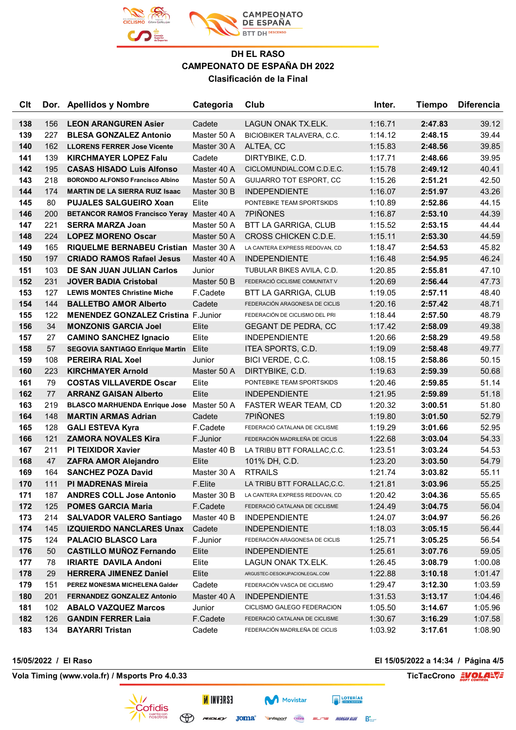# DH EL RASO
## CAMPEONATO DE ESPAÑA DH 2022
### Clasificación de la Final

| Clt | Dor. | Apellidos y Nombre | Categoria | Club | Inter. | Tiempo | Diferencia |
|---|---|---|---|---|---|---|---|
| 138 | 156 | **LEON ARANGUREN Asier** | Cadete | LAGUN ONAK TX.ELK. | 1:16.71 | **2:47.83** | 39.12 |
| 139 | 227 | **BLESA GONZALEZ Antonio** | Master 50 A | BICIOBIKER TALAVERA, C.C. | 1:14.12 | **2:48.15** | 39.44 |
| 140 | 162 | **LLORENS FERRER Jose Vicente** | Master 30 A | ALTEA, CC | 1:15.83 | **2:48.56** | 39.85 |
| 141 | 139 | **KIRCHMAYER LOPEZ Falu** | Cadete | DIRTYBIKE, C.D. | 1:17.71 | **2:48.66** | 39.95 |
| 142 | 195 | **CASAS HISADO Luis Alfonso** | Master 40 A | CICLOMUNDIAL.COM C.D.E.C. | 1:15.78 | **2:49.12** | 40.41 |
| 143 | 218 | **BORONDO ALFONSO Francisco Albino** | Master 50 A | GUIJARRO TOT ESPORT, CC | 1:15.26 | **2:51.21** | 42.50 |
| 144 | 174 | **MARTIN DE LA SIERRA RUIZ Isaac** | Master 30 B | INDEPENDIENTE | 1:16.07 | **2:51.97** | 43.26 |
| 145 | 80 | **PUJALES SALGUEIRO Xoan** | Elite | PONTEBIKE TEAM SPORTSKIDS | 1:10.89 | **2:52.86** | 44.15 |
| 146 | 200 | **BETANCOR RAMOS Francisco Yeray** | Master 40 A | 7PIÑONES | 1:16.87 | **2:53.10** | 44.39 |
| 147 | 221 | **SERRA MARZA Joan** | Master 50 A | BTT LA GARRIGA, CLUB | 1:15.52 | **2:53.15** | 44.44 |
| 148 | 224 | **LOPEZ MORENO Oscar** | Master 50 A | CROSS CHICKEN C.D.E. | 1:15.11 | **2:53.30** | 44.59 |
| 149 | 165 | **RIQUELME BERNABEU Cristian** | Master 30 A | LA CANTERA EXPRESS REDOVAN, CD | 1:18.47 | **2:54.53** | 45.82 |
| 150 | 197 | **CRIADO RAMOS Rafael Jesus** | Master 40 A | INDEPENDIENTE | 1:16.48 | **2:54.95** | 46.24 |
| 151 | 103 | **DE SAN JUAN JULIAN Carlos** | Junior | TUBULAR BIKES AVILA, C.D. | 1:20.85 | **2:55.81** | 47.10 |
| 152 | 231 | **JOVER BADIA Cristobal** | Master 50 B | FEDERACIÓ CICLISME COMUNITAT V | 1:20.69 | **2:56.44** | 47.73 |
| 153 | 127 | **LEWIS MONTES Christine Miche** | F.Cadete | BTT LA GARRIGA, CLUB | 1:19.05 | **2:57.11** | 48.40 |
| 154 | 144 | **BALLETBO AMOR Alberto** | Cadete | FEDERACIÓN ARAGONESA DE CICLIS | 1:20.16 | **2:57.42** | 48.71 |
| 155 | 122 | **MENENDEZ GONZALEZ Cristina** | F.Junior | FEDERACIÓN DE CICLISMO DEL PRI | 1:18.44 | **2:57.50** | 48.79 |
| 156 | 34 | **MONZONIS GARCIA Joel** | Elite | GEGANT DE PEDRA, CC | 1:17.42 | **2:58.09** | 49.38 |
| 157 | 27 | **CAMINO SANCHEZ Ignacio** | Elite | INDEPENDIENTE | 1:20.66 | **2:58.29** | 49.58 |
| 158 | 57 | **SEGOVIA SANTIAGO Enrique Martin** | Elite | ITEA SPORTS, C.D. | 1:19.09 | **2:58.48** | 49.77 |
| 159 | 108 | **PEREIRA RIAL Xoel** | Junior | BICI VERDE, C.C. | 1:08.15 | **2:58.86** | 50.15 |
| 160 | 223 | **KIRCHMAYER Arnold** | Master 50 A | DIRTYBIKE, C.D. | 1:19.63 | **2:59.39** | 50.68 |
| 161 | 79 | **COSTAS VILLAVERDE Oscar** | Elite | PONTEBIKE TEAM SPORTSKIDS | 1:20.46 | **2:59.85** | 51.14 |
| 162 | 77 | **ARRANZ GAISAN Alberto** | Elite | INDEPENDIENTE | 1:21.95 | **2:59.89** | 51.18 |
| 163 | 219 | **BLASCO MARHUENDA Enrique Jose** | Master 50 A | FASTER WEAR TEAM, CD | 1:20.32 | **3:00.51** | 51.80 |
| 164 | 148 | **MARTIN ARMAS Adrian** | Cadete | 7PIÑONES | 1:19.80 | **3:01.50** | 52.79 |
| 165 | 128 | **GALI ESTEVA Kyra** | F.Cadete | FEDERACIÓ CATALANA DE CICLISME | 1:19.29 | **3:01.66** | 52.95 |
| 166 | 121 | **ZAMORA NOVALES Kira** | F.Junior | FEDERACIÓN MADRILEÑA DE CICLIS | 1:22.68 | **3:03.04** | 54.33 |
| 167 | 211 | **PI TEIXIDOR Xavier** | Master 40 B | LA TRIBU BTT FORALLAC,C.C. | 1:23.51 | **3:03.24** | 54.53 |
| 168 | 47 | **ZAFRA AMOR Alejandro** | Elite | 101% DH, C.D. | 1:23.20 | **3:03.50** | 54.79 |
| 169 | 164 | **SANCHEZ POZA David** | Master 30 A | RTRAILS | 1:21.74 | **3:03.82** | 55.11 |
| 170 | 111 | **PI MADRENAS Mireia** | F.Elite | LA TRIBU BTT FORALLAC,C.C. | 1:21.81 | **3:03.96** | 55.25 |
| 171 | 187 | **ANDRES COLL Jose Antonio** | Master 30 B | LA CANTERA EXPRESS REDOVAN, CD | 1:20.42 | **3:04.36** | 55.65 |
| 172 | 125 | **POMES GARCIA Maria** | F.Cadete | FEDERACIÓ CATALANA DE CICLISME | 1:24.49 | **3:04.75** | 56.04 |
| 173 | 214 | **SALVADOR VALERO Santiago** | Master 40 B | INDEPENDIENTE | 1:24.07 | **3:04.97** | 56.26 |
| 174 | 145 | **IZQUIERDO NANCLARES Unax** | Cadete | INDEPENDIENTE | 1:18.03 | **3:05.15** | 56.44 |
| 175 | 124 | **PALACIO BLASCO Lara** | F.Junior | FEDERACIÓN ARAGONESA DE CICLIS | 1:25.71 | **3:05.25** | 56.54 |
| 176 | 50 | **CASTILLO MUÑOZ Fernando** | Elite | INDEPENDIENTE | 1:25.61 | **3:07.76** | 59.05 |
| 177 | 78 | **IRIARTE DAVILA Andoni** | Elite | LAGUN ONAK TX.ELK. | 1:26.45 | **3:08.79** | 1:00.08 |
| 178 | 29 | **HERRERA JIMENEZ Daniel** | Elite | ARGUSTEC-DESOKUPACIONLEGAL.COM | 1:22.88 | **3:10.18** | 1:01.47 |
| 179 | 151 | **PEREZ MONESMA MICHELENA Galder** | Cadete | FEDERACIÓN VASCA DE CICLISMO | 1:29.47 | **3:12.30** | 1:03.59 |
| 180 | 201 | **FERNANDEZ GONZALEZ Antonio** | Master 40 A | INDEPENDIENTE | 1:31.53 | **3:13.17** | 1:04.46 |
| 181 | 102 | **ABALO VAZQUEZ Marcos** | Junior | CICLISMO GALEGO FEDERACION | 1:05.50 | **3:14.67** | 1:05.96 |
| 182 | 126 | **GANDIN FERRER Laia** | F.Cadete | FEDERACIÓ CATALANA DE CICLISME | 1:30.67 | **3:16.29** | 1:07.58 |
| 183 | 134 | **BAYARRI Tristan** | Cadete | FEDERACIÓN MADRILEÑA DE CICLIS | 1:03.92 | **3:17.61** | 1:08.90 |

**15/05/2022 / El Raso** — **El 15/05/2022 a 14:34**

**Vola Timing (www.vola.fr) / Msports Pro 4.0.33** — **TicTacCrono**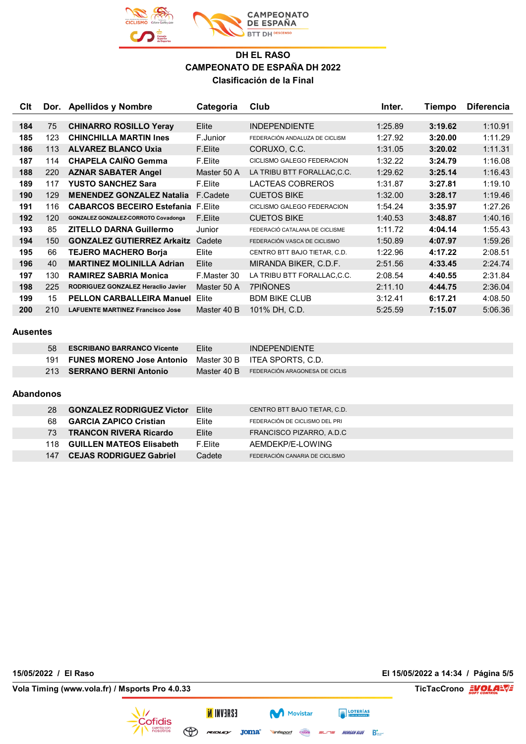## DH EL RASO
## CAMPEONATO DE ESPAÑA DH 2022
## Clasificación de la Final

| Clt | Dor. | Apellidos y Nombre | Categoria | Club | Inter. | Tiempo | Diferencia |
|---|---|---|---|---|---|---|---|
| **184** | 75 | **CHINARRO ROSILLO Yeray** | Elite | INDEPENDIENTE | 1:25.89 | **3:19.62** | 1:10.91 |
| **185** | 123 | **CHINCHILLA MARTIN Ines** | F.Junior | FEDERACIÓN ANDALUZA DE CICLISM | 1:27.92 | **3:20.00** | 1:11.29 |
| **186** | 113 | **ALVAREZ BLANCO Uxia** | F.Elite | CORUXO, C.C. | 1:31.05 | **3:20.02** | 1:11.31 |
| **187** | 114 | **CHAPELA CAIÑO Gemma** | F.Elite | CICLISMO GALEGO FEDERACION | 1:32.22 | **3:24.79** | 1:16.08 |
| **188** | 220 | **AZNAR SABATER Angel** | Master 50 A | LA TRIBU BTT FORALLAC,C.C. | 1:29.62 | **3:25.14** | 1:16.43 |
| **189** | 117 | **YUSTO SANCHEZ Sara** | F.Elite | LACTEAS COBREROS | 1:31.87 | **3:27.81** | 1:19.10 |
| **190** | 129 | **MENENDEZ GONZALEZ Natalia** | F.Cadete | CUETOS BIKE | 1:32.00 | **3:28.17** | 1:19.46 |
| **191** | 116 | **CABARCOS BECEIRO Estefania** | F.Elite | CICLISMO GALEGO FEDERACION | 1:54.24 | **3:35.97** | 1:27.26 |
| **192** | 120 | **GONZALEZ GONZALEZ-CORROTO Covadonga** | F.Elite | CUETOS BIKE | 1:40.53 | **3:48.87** | 1:40.16 |
| **193** | 85 | **ZITELLO DARNA Guillermo** | Junior | FEDERACIÓ CATALANA DE CICLISME | 1:11.72 | **4:04.14** | 1:55.43 |
| **194** | 150 | **GONZALEZ GUTIERREZ Arkaitz** | Cadete | FEDERACIÓN VASCA DE CICLISMO | 1:50.89 | **4:07.97** | 1:59.26 |
| **195** | 66 | **TEJERO MACHERO Borja** | Elite | CENTRO BTT BAJO TIETAR, C.D. | 1:22.96 | **4:17.22** | 2:08.51 |
| **196** | 40 | **MARTINEZ MOLINILLA Adrian** | Elite | MIRANDA BIKER, C.D.F. | 2:51.56 | **4:33.45** | 2:24.74 |
| **197** | 130 | **RAMIREZ SABRIA Monica** | F.Master 30 | LA TRIBU BTT FORALLAC,C.C. | 2:08.54 | **4:40.55** | 2:31.84 |
| **198** | 225 | **RODRIGUEZ GONZALEZ Heraclio Javier** | Master 50 A | 7PIÑONES | 2:11.10 | **4:44.75** | 2:36.04 |
| **199** | 15 | **PELLON CARBALLEIRA Manuel** | Elite | BDM BIKE CLUB | 3:12.41 | **6:17.21** | 4:08.50 |
| **200** | 210 | **LAFUENTE MARTINEZ Francisco Jose** | Master 40 B | 101% DH, C.D. | 5:25.59 | **7:15.07** | 5:06.36 |

### Ausentes

| | Dor. | Apellidos y Nombre | Categoria | Club |
|---|---|---|---|---|
| | 58 | **ESCRIBANO BARRANCO Vicente** | Elite | INDEPENDIENTE |
| | 191 | **FUNES MORENO Jose Antonio** | Master 30 B | ITEA SPORTS, C.D. |
| | 213 | **SERRANO BERNI Antonio** | Master 40 B | FEDERACIÓN ARAGONESA DE CICLIS |

### Abandonos

| | Dor. | Apellidos y Nombre | Categoria | Club |
|---|---|---|---|---|
| | 28 | **GONZALEZ RODRIGUEZ Victor** | Elite | CENTRO BTT BAJO TIETAR, C.D. |
| | 68 | **GARCIA ZAPICO Cristian** | Elite | FEDERACIÓN DE CICLISMO DEL PRI |
| | 73 | **TRANCON RIVERA Ricardo** | Elite | FRANCISCO PIZARRO, A.D.C |
| | 118 | **GUILLEN MATEOS Elisabeth** | F.Elite | AEMDEKP/E-LOWING |
| | 147 | **CEJAS RODRIGUEZ Gabriel** | Cadete | FEDERACIÓN CANARIA DE CICLISMO |

**15/05/2022 / El Raso** — **El 15/05/2022 a 14:34**

**Vola Timing (www.vola.fr) / Msports Pro 4.0.33** — **TicTacCrono**